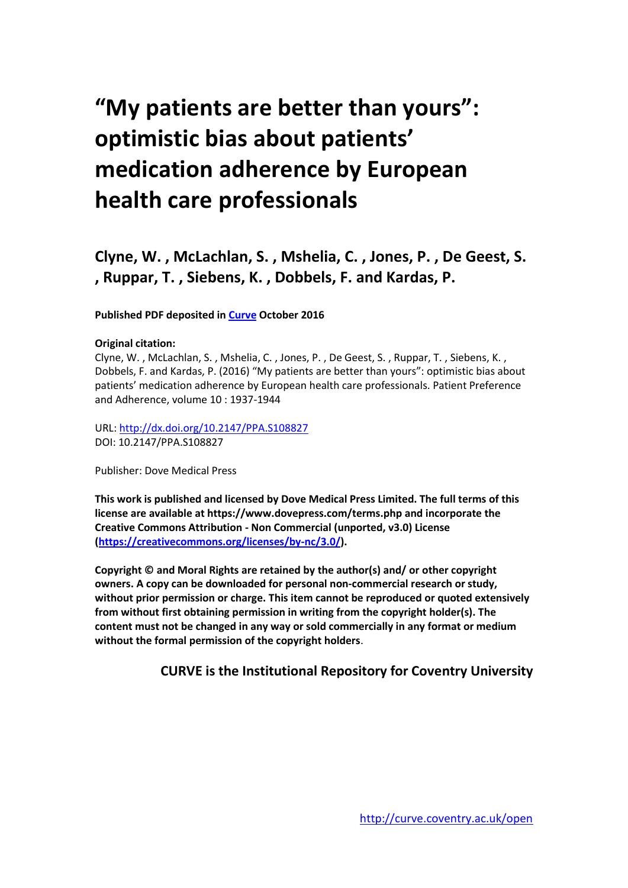# "My patients are better than yours": optimistic bias about patients' medication adherence by European health care professionals

## Clyne, W. , McLachlan, S. , Mshelia, C. , Jones, P. , De Geest, S. , Ruppar, T. , Siebens, K. , Dobbels, F. and Kardas, P.

**Published PDF deposited in Curve October 2016**

**Original citation:**
Clyne, W. , McLachlan, S. , Mshelia, C. , Jones, P. , De Geest, S. , Ruppar, T. , Siebens, K. , Dobbels, F. and Kardas, P. (2016) "My patients are better than yours": optimistic bias about patients' medication adherence by European health care professionals. Patient Preference and Adherence, volume 10 : 1937-1944

URL: http://dx.doi.org/10.2147/PPA.S108827
DOI: 10.2147/PPA.S108827

Publisher: Dove Medical Press

**This work is published and licensed by Dove Medical Press Limited. The full terms of this license are available at https://www.dovepress.com/terms.php and incorporate the Creative Commons Attribution - Non Commercial (unported, v3.0) License (https://creativecommons.org/licenses/by-nc/3.0/).**

**Copyright © and Moral Rights are retained by the author(s) and/ or other copyright owners. A copy can be downloaded for personal non-commercial research or study, without prior permission or charge. This item cannot be reproduced or quoted extensively from without first obtaining permission in writing from the copyright holder(s). The content must not be changed in any way or sold commercially in any format or medium without the formal permission of the copyright holders.**

**CURVE is the Institutional Repository for Coventry University**

http://curve.coventry.ac.uk/open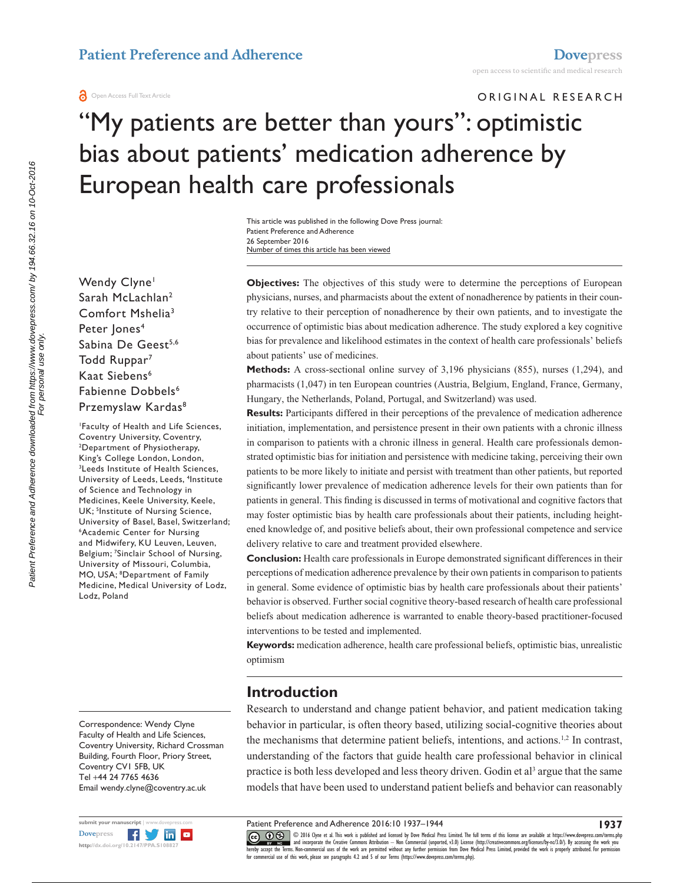# "My patients are better than yours": optimistic bias about patients' medication adherence by European health care professionals

ORIGINAL RESEARCH

This article was published in the following Dove Press journal:
Patient Preference and Adherence
26 September 2016
Number of times this article has been viewed

Wendy Clyne[1]
Sarah McLachlan[2]
Comfort Mshelia[3]
Peter Jones[4]
Sabina De Geest[5,6]
Todd Ruppar[7]
Kaat Siebens[6]
Fabienne Dobbels[6]
Przemyslaw Kardas[8]

[1]Faculty of Health and Life Sciences, Coventry University, Coventry, [2]Department of Physiotherapy, King's College London, London, [3]Leeds Institute of Health Sciences, University of Leeds, Leeds, [4]Institute of Science and Technology in Medicines, Keele University, Keele, UK; [5]Institute of Nursing Science, University of Basel, Basel, Switzerland; [6]Academic Center for Nursing and Midwifery, KU Leuven, Leuven, Belgium; [7]Sinclair School of Nursing, University of Missouri, Columbia, MO, USA; [8]Department of Family Medicine, Medical University of Lodz, Lodz, Poland

**Objectives:** The objectives of this study were to determine the perceptions of European physicians, nurses, and pharmacists about the extent of nonadherence by patients in their country relative to their perception of nonadherence by their own patients, and to investigate the occurrence of optimistic bias about medication adherence. The study explored a key cognitive bias for prevalence and likelihood estimates in the context of health care professionals' beliefs about patients' use of medicines.

**Methods:** A cross-sectional online survey of 3,196 physicians (855), nurses (1,294), and pharmacists (1,047) in ten European countries (Austria, Belgium, England, France, Germany, Hungary, the Netherlands, Poland, Portugal, and Switzerland) was used.

**Results:** Participants differed in their perceptions of the prevalence of medication adherence initiation, implementation, and persistence present in their own patients with a chronic illness in comparison to patients with a chronic illness in general. Health care professionals demonstrated optimistic bias for initiation and persistence with medicine taking, perceiving their own patients to be more likely to initiate and persist with treatment than other patients, but reported significantly lower prevalence of medication adherence levels for their own patients than for patients in general. This finding is discussed in terms of motivational and cognitive factors that may foster optimistic bias by health care professionals about their patients, including heightened knowledge of, and positive beliefs about, their own professional competence and service delivery relative to care and treatment provided elsewhere.

**Conclusion:** Health care professionals in Europe demonstrated significant differences in their perceptions of medication adherence prevalence by their own patients in comparison to patients in general. Some evidence of optimistic bias by health care professionals about their patients' behavior is observed. Further social cognitive theory-based research of health care professional beliefs about medication adherence is warranted to enable theory-based practitioner-focused interventions to be tested and implemented.

**Keywords:** medication adherence, health care professional beliefs, optimistic bias, unrealistic optimism

## Introduction

Research to understand and change patient behavior, and patient medication taking behavior in particular, is often theory based, utilizing social-cognitive theories about the mechanisms that determine patient beliefs, intentions, and actions.[1,2] In contrast, understanding of the factors that guide health care professional behavior in clinical practice is both less developed and less theory driven. Godin et al[3] argue that the same models that have been used to understand patient beliefs and behavior can reasonably

Correspondence: Wendy Clyne
Faculty of Health and Life Sciences, Coventry University, Richard Crossman Building, Fourth Floor, Priory Street, Coventry CV1 5FB, UK
Tel +44 24 7765 4636
Email wendy.clyne@coventry.ac.uk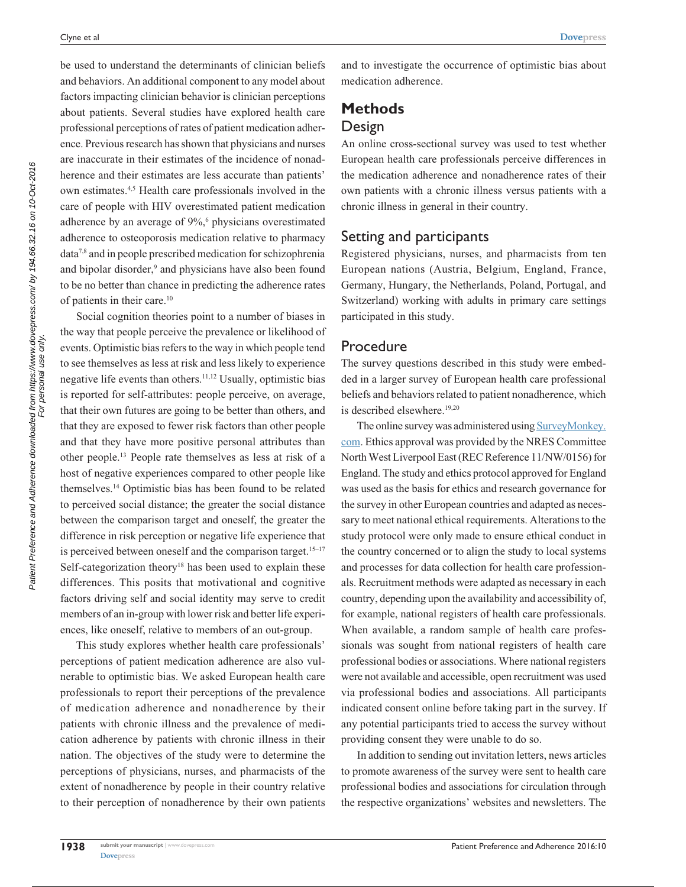be used to understand the determinants of clinician beliefs and behaviors. An additional component to any model about factors impacting clinician behavior is clinician perceptions about patients. Several studies have explored health care professional perceptions of rates of patient medication adherence. Previous research has shown that physicians and nurses are inaccurate in their estimates of the incidence of nonadherence and their estimates are less accurate than patients' own estimates.[4,5] Health care professionals involved in the care of people with HIV overestimated patient medication adherence by an average of 9%,[6] physicians overestimated adherence to osteoporosis medication relative to pharmacy data[7,8] and in people prescribed medication for schizophrenia and bipolar disorder,[9] and physicians have also been found to be no better than chance in predicting the adherence rates of patients in their care.[10]

Social cognition theories point to a number of biases in the way that people perceive the prevalence or likelihood of events. Optimistic bias refers to the way in which people tend to see themselves as less at risk and less likely to experience negative life events than others.[11,12] Usually, optimistic bias is reported for self-attributes: people perceive, on average, that their own futures are going to be better than others, and that they are exposed to fewer risk factors than other people and that they have more positive personal attributes than other people.[13] People rate themselves as less at risk of a host of negative experiences compared to other people like themselves.[14] Optimistic bias has been found to be related to perceived social distance; the greater the social distance between the comparison target and oneself, the greater the difference in risk perception or negative life experience that is perceived between oneself and the comparison target.[15–17] Self-categorization theory[18] has been used to explain these differences. This posits that motivational and cognitive factors driving self and social identity may serve to credit members of an in-group with lower risk and better life experiences, like oneself, relative to members of an out-group.

This study explores whether health care professionals' perceptions of patient medication adherence are also vulnerable to optimistic bias. We asked European health care professionals to report their perceptions of the prevalence of medication adherence and nonadherence by their patients with chronic illness and the prevalence of medication adherence by patients with chronic illness in their nation. The objectives of the study were to determine the perceptions of physicians, nurses, and pharmacists of the extent of nonadherence by people in their country relative to their perception of nonadherence by their own patients and to investigate the occurrence of optimistic bias about medication adherence.

## Methods

### Design

An online cross-sectional survey was used to test whether European health care professionals perceive differences in the medication adherence and nonadherence rates of their own patients with a chronic illness versus patients with a chronic illness in general in their country.

### Setting and participants

Registered physicians, nurses, and pharmacists from ten European nations (Austria, Belgium, England, France, Germany, Hungary, the Netherlands, Poland, Portugal, and Switzerland) working with adults in primary care settings participated in this study.

### Procedure

The survey questions described in this study were embedded in a larger survey of European health care professional beliefs and behaviors related to patient nonadherence, which is described elsewhere.[19,20]

The online survey was administered using SurveyMonkey.com. Ethics approval was provided by the NRES Committee North West Liverpool East (REC Reference 11/NW/0156) for England. The study and ethics protocol approved for England was used as the basis for ethics and research governance for the survey in other European countries and adapted as necessary to meet national ethical requirements. Alterations to the study protocol were only made to ensure ethical conduct in the country concerned or to align the study to local systems and processes for data collection for health care professionals. Recruitment methods were adapted as necessary in each country, depending upon the availability and accessibility of, for example, national registers of health care professionals. When available, a random sample of health care professionals was sought from national registers of health care professional bodies or associations. Where national registers were not available and accessible, open recruitment was used via professional bodies and associations. All participants indicated consent online before taking part in the survey. If any potential participants tried to access the survey without providing consent they were unable to do so.

In addition to sending out invitation letters, news articles to promote awareness of the survey were sent to health care professional bodies and associations for circulation through the respective organizations' websites and newsletters. The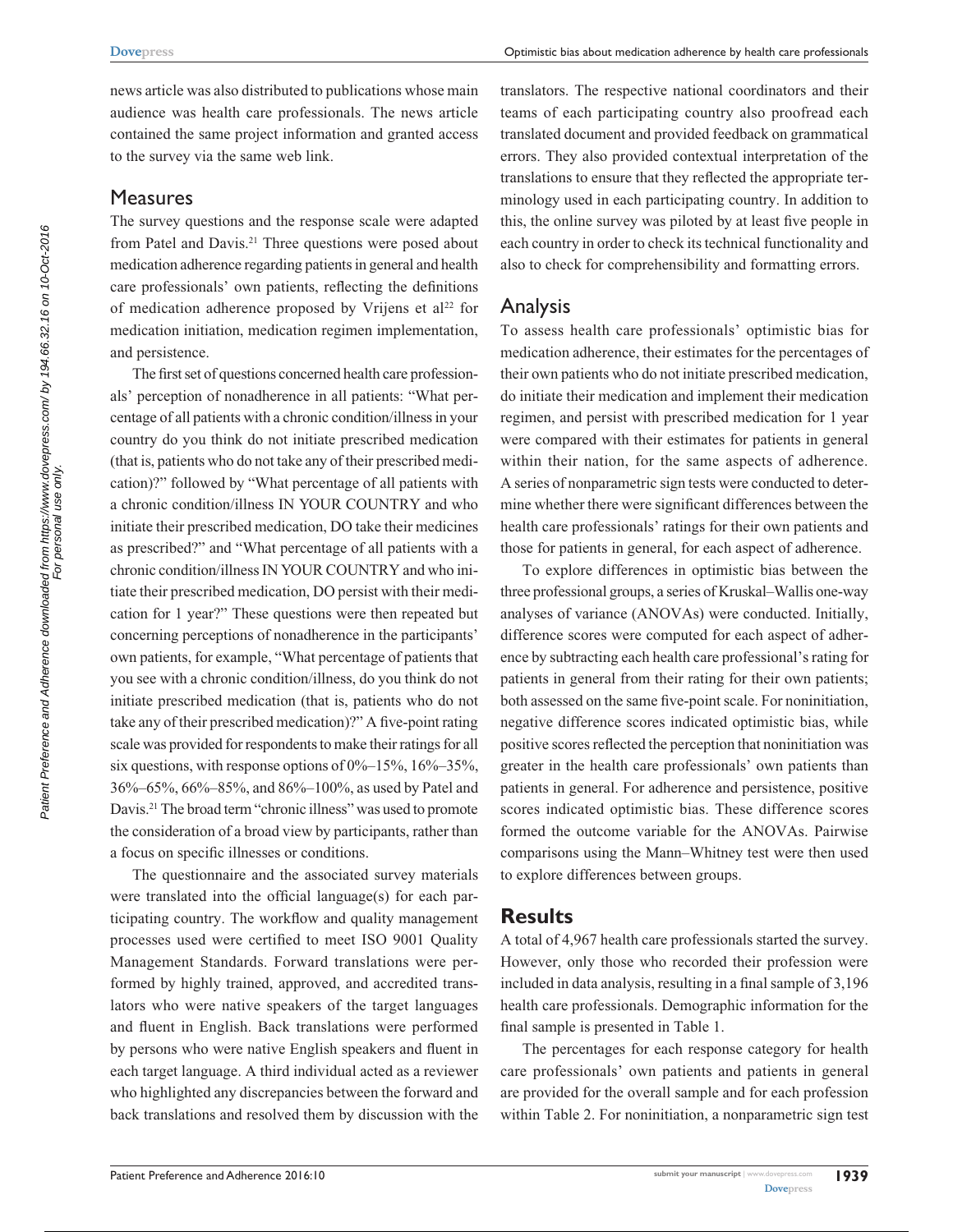news article was also distributed to publications whose main audience was health care professionals. The news article contained the same project information and granted access to the survey via the same web link.

## Measures

The survey questions and the response scale were adapted from Patel and Davis.[21] Three questions were posed about medication adherence regarding patients in general and health care professionals' own patients, reflecting the definitions of medication adherence proposed by Vrijens et al[22] for medication initiation, medication regimen implementation, and persistence.

The first set of questions concerned health care professionals' perception of nonadherence in all patients: "What percentage of all patients with a chronic condition/illness in your country do you think do not initiate prescribed medication (that is, patients who do not take any of their prescribed medication)?" followed by "What percentage of all patients with a chronic condition/illness IN YOUR COUNTRY and who initiate their prescribed medication, DO take their medicines as prescribed?" and "What percentage of all patients with a chronic condition/illness IN YOUR COUNTRY and who initiate their prescribed medication, DO persist with their medication for 1 year?" These questions were then repeated but concerning perceptions of nonadherence in the participants' own patients, for example, "What percentage of patients that you see with a chronic condition/illness, do you think do not initiate prescribed medication (that is, patients who do not take any of their prescribed medication)?" A five-point rating scale was provided for respondents to make their ratings for all six questions, with response options of 0%–15%, 16%–35%, 36%–65%, 66%–85%, and 86%–100%, as used by Patel and Davis.[21] The broad term "chronic illness" was used to promote the consideration of a broad view by participants, rather than a focus on specific illnesses or conditions.

The questionnaire and the associated survey materials were translated into the official language(s) for each participating country. The workflow and quality management processes used were certified to meet ISO 9001 Quality Management Standards. Forward translations were performed by highly trained, approved, and accredited translators who were native speakers of the target languages and fluent in English. Back translations were performed by persons who were native English speakers and fluent in each target language. A third individual acted as a reviewer who highlighted any discrepancies between the forward and back translations and resolved them by discussion with the translators. The respective national coordinators and their teams of each participating country also proofread each translated document and provided feedback on grammatical errors. They also provided contextual interpretation of the translations to ensure that they reflected the appropriate terminology used in each participating country. In addition to this, the online survey was piloted by at least five people in each country in order to check its technical functionality and also to check for comprehensibility and formatting errors.

## Analysis

To assess health care professionals' optimistic bias for medication adherence, their estimates for the percentages of their own patients who do not initiate prescribed medication, do initiate their medication and implement their medication regimen, and persist with prescribed medication for 1 year were compared with their estimates for patients in general within their nation, for the same aspects of adherence. A series of nonparametric sign tests were conducted to determine whether there were significant differences between the health care professionals' ratings for their own patients and those for patients in general, for each aspect of adherence.

To explore differences in optimistic bias between the three professional groups, a series of Kruskal–Wallis one-way analyses of variance (ANOVAs) were conducted. Initially, difference scores were computed for each aspect of adherence by subtracting each health care professional's rating for patients in general from their rating for their own patients; both assessed on the same five-point scale. For noninitiation, negative difference scores indicated optimistic bias, while positive scores reflected the perception that noninitiation was greater in the health care professionals' own patients than patients in general. For adherence and persistence, positive scores indicated optimistic bias. These difference scores formed the outcome variable for the ANOVAs. Pairwise comparisons using the Mann–Whitney test were then used to explore differences between groups.

# Results

A total of 4,967 health care professionals started the survey. However, only those who recorded their profession were included in data analysis, resulting in a final sample of 3,196 health care professionals. Demographic information for the final sample is presented in Table 1.

The percentages for each response category for health care professionals' own patients and patients in general are provided for the overall sample and for each profession within Table 2. For noninitiation, a nonparametric sign test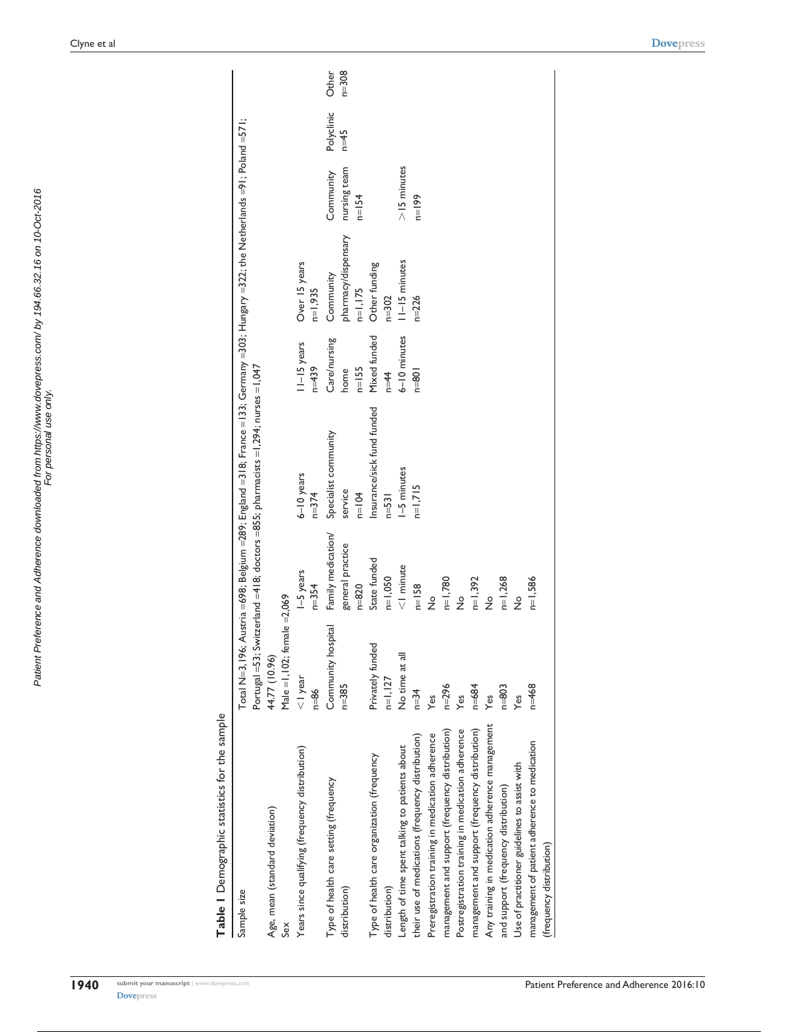**Table 1** Demographic statistics for the sample

| | | | | | | | | |
|---|---|---|---|---|---|---|---|---|
| Sample size | Total N=3,196; Austria =698; Belgium =289; England =318; France =133; Germany =303; Hungary =322; the Netherlands =91; Poland =571; Portugal =53; Switzerland =418; doctors =855; pharmacists =1,294; nurses =1,047 | | | | | | | |
| Age, mean (standard deviation) | 44.77 (10.96) | | | | | | | |
| Sex | Male =1,102; female =2,069 | | | | | | | |
| Years since qualifying (frequency distribution) | <1 year n=86 | 1–5 years n=354 | 6–10 years n=374 | 11–15 years n=439 | Over 15 years n=1,935 | | | |
| Type of health care setting (frequency distribution) | Community hospital n=385 | Family medication/ general practice n=820 | Specialist community service n=104 | Care/nursing home n=155 | Community pharmacy/dispensary n=1,175 | Community nursing team n=154 | Polyclinic n=45 | Other n=308 |
| Type of health care organization (frequency distribution) | Privately funded n=1,127 | State funded n=1,050 | Insurance/sick fund funded n=531 | Mixed funded n=44 | Other funding n=302 | | | |
| Length of time spent talking to patients about their use of medications (frequency distribution) | No time at all n=34 | <1 minute n=158 | 1–5 minutes n=1,715 | 6–10 minutes n=801 | 11–15 minutes n=226 | >15 minutes n=199 | | |
| Preregistration training in medication adherence management and support (frequency distribution) | Yes n=296 | No n=1,780 | | | | | | |
| Postregistration training in medication adherence management and support (frequency distribution) | Yes n=684 | No n=1,392 | | | | | | |
| Any training in medication adherence management and support (frequency distribution) | Yes n=803 | No n=1,268 | | | | | | |
| Use of practitioner guidelines to assist with management of patient adherence to medication (frequency distribution) | Yes n=468 | No n=1,586 | | | | | | |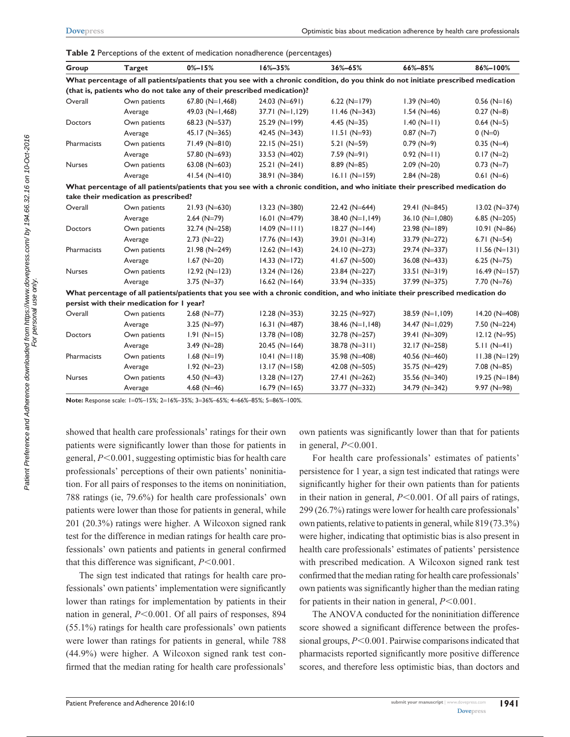**Table 2** Perceptions of the extent of medication nonadherence (percentages)

| Group | Target | 0%–15% | 16%–35% | 36%–65% | 66%–85% | 86%–100% |
|---|---|---|---|---|---|---|
| **What percentage of all patients/patients that you see with a chronic condition, do you think do not initiate prescribed medication (that is, patients who do not take any of their prescribed medication)?** | | | | | | |
| Overall | Own patients | 67.80 (N=1,468) | 24.03 (N=691) | 6.22 (N=179) | 1.39 (N=40) | 0.56 (N=16) |
| | Average | 49.03 (N=1,468) | 37.71 (N=1,129) | 11.46 (N=343) | 1.54 (N=46) | 0.27 (N=8) |
| Doctors | Own patients | 68.23 (N=537) | 25.29 (N=199) | 4.45 (N=35) | 1.40 (N=11) | 0.64 (N=5) |
| | Average | 45.17 (N=365) | 42.45 (N=343) | 11.51 (N=93) | 0.87 (N=7) | 0 (N=0) |
| Pharmacists | Own patients | 71.49 (N=810) | 22.15 (N=251) | 5.21 (N=59) | 0.79 (N=9) | 0.35 (N=4) |
| | Average | 57.80 (N=693) | 33.53 (N=402) | 7.59 (N=91) | 0.92 (N=11) | 0.17 (N=2) |
| Nurses | Own patients | 63.08 (N=603) | 25.21 (N=241) | 8.89 (N=85) | 2.09 (N=20) | 0.73 (N=7) |
| | Average | 41.54 (N=410) | 38.91 (N=384) | 16.11 (N=159) | 2.84 (N=28) | 0.61 (N=6) |
| **What percentage of all patients/patients that you see with a chronic condition, and who initiate their prescribed medication do take their medication as prescribed?** | | | | | | |
| Overall | Own patients | 21.93 (N=630) | 13.23 (N=380) | 22.42 (N=644) | 29.41 (N=845) | 13.02 (N=374) |
| | Average | 2.64 (N=79) | 16.01 (N=479) | 38.40 (N=1,149) | 36.10 (N=1,080) | 6.85 (N=205) |
| Doctors | Own patients | 32.74 (N=258) | 14.09 (N=111) | 18.27 (N=144) | 23.98 (N=189) | 10.91 (N=86) |
| | Average | 2.73 (N=22) | 17.76 (N=143) | 39.01 (N=314) | 33.79 (N=272) | 6.71 (N=54) |
| Pharmacists | Own patients | 21.98 (N=249) | 12.62 (N=143) | 24.10 (N=273) | 29.74 (N=337) | 11.56 (N=131) |
| | Average | 1.67 (N=20) | 14.33 (N=172) | 41.67 (N=500) | 36.08 (N=433) | 6.25 (N=75) |
| Nurses | Own patients | 12.92 (N=123) | 13.24 (N=126) | 23.84 (N=227) | 33.51 (N=319) | 16.49 (N=157) |
| | Average | 3.75 (N=37) | 16.62 (N=164) | 33.94 (N=335) | 37.99 (N=375) | 7.70 (N=76) |
| **What percentage of all patients/patients that you see with a chronic condition, and who initiate their prescribed medication do persist with their medication for 1 year?** | | | | | | |
| Overall | Own patients | 2.68 (N=77) | 12.28 (N=353) | 32.25 (N=927) | 38.59 (N=1,109) | 14.20 (N=408) |
| | Average | 3.25 (N=97) | 16.31 (N=487) | 38.46 (N=1,148) | 34.47 (N=1,029) | 7.50 (N=224) |
| Doctors | Own patients | 1.91 (N=15) | 13.78 (N=108) | 32.78 (N=257) | 39.41 (N=309) | 12.12 (N=95) |
| | Average | 3.49 (N=28) | 20.45 (N=164) | 38.78 (N=311) | 32.17 (N=258) | 5.11 (N=41) |
| Pharmacists | Own patients | 1.68 (N=19) | 10.41 (N=118) | 35.98 (N=408) | 40.56 (N=460) | 11.38 (N=129) |
| | Average | 1.92 (N=23) | 13.17 (N=158) | 42.08 (N=505) | 35.75 (N=429) | 7.08 (N=85) |
| Nurses | Own patients | 4.50 (N=43) | 13.28 (N=127) | 27.41 (N=262) | 35.56 (N=340) | 19.25 (N=184) |
| | Average | 4.68 (N=46) | 16.79 (N=165) | 33.77 (N=332) | 34.79 (N=342) | 9.97 (N=98) |

**Note:** Response scale: 1=0%–15%; 2=16%–35%; 3=36%–65%; 4=66%–85%; 5=86%–100%.

showed that health care professionals' ratings for their own patients were significantly lower than those for patients in general, $P<0.001$, suggesting optimistic bias for health care professionals' perceptions of their own patients' noninitiation. For all pairs of responses to the items on noninitiation, 788 ratings (ie, 79.6%) for health care professionals' own patients were lower than those for patients in general, while 201 (20.3%) ratings were higher. A Wilcoxon signed rank test for the difference in median ratings for health care professionals' own patients and patients in general confirmed that this difference was significant, $P<0.001$.

The sign test indicated that ratings for health care professionals' own patients' implementation were significantly lower than ratings for implementation by patients in their nation in general, $P<0.001$. Of all pairs of responses, 894 (55.1%) ratings for health care professionals' own patients were lower than ratings for patients in general, while 788 (44.9%) were higher. A Wilcoxon signed rank test confirmed that the median rating for health care professionals' own patients was significantly lower than that for patients in general, $P<0.001$.

For health care professionals' estimates of patients' persistence for 1 year, a sign test indicated that ratings were significantly higher for their own patients than for patients in their nation in general, $P<0.001$. Of all pairs of ratings, 299 (26.7%) ratings were lower for health care professionals' own patients, relative to patients in general, while 819 (73.3%) were higher, indicating that optimistic bias is also present in health care professionals' estimates of patients' persistence with prescribed medication. A Wilcoxon signed rank test confirmed that the median rating for health care professionals' own patients was significantly higher than the median rating for patients in their nation in general, $P<0.001$.

The ANOVA conducted for the noninitiation difference score showed a significant difference between the professional groups, $P<0.001$. Pairwise comparisons indicated that pharmacists reported significantly more positive difference scores, and therefore less optimistic bias, than doctors and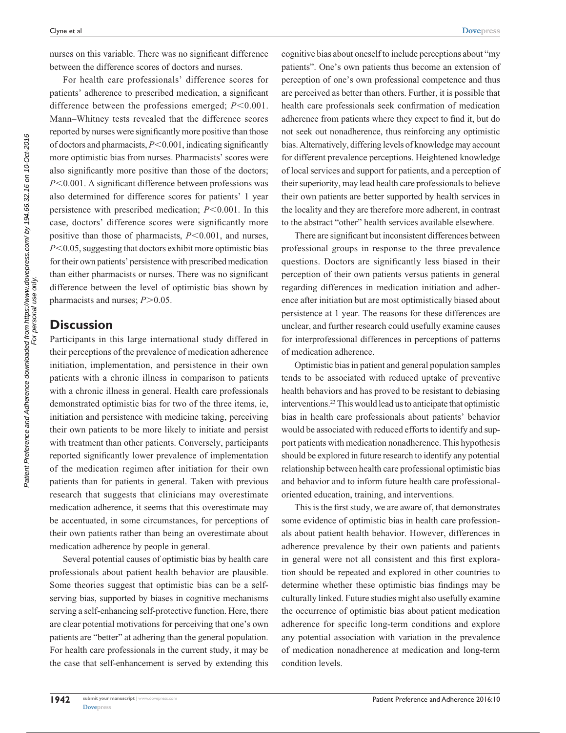nurses on this variable. There was no significant difference between the difference scores of doctors and nurses.

For health care professionals' difference scores for patients' adherence to prescribed medication, a significant difference between the professions emerged; $P<0.001$. Mann–Whitney tests revealed that the difference scores reported by nurses were significantly more positive than those of doctors and pharmacists, $P<0.001$, indicating significantly more optimistic bias from nurses. Pharmacists' scores were also significantly more positive than those of the doctors; $P<0.001$. A significant difference between professions was also determined for difference scores for patients' 1 year persistence with prescribed medication; $P<0.001$. In this case, doctors' difference scores were significantly more positive than those of pharmacists, $P<0.001$, and nurses, $P<0.05$, suggesting that doctors exhibit more optimistic bias for their own patients' persistence with prescribed medication than either pharmacists or nurses. There was no significant difference between the level of optimistic bias shown by pharmacists and nurses; $P>0.05$.

## Discussion

Participants in this large international study differed in their perceptions of the prevalence of medication adherence initiation, implementation, and persistence in their own patients with a chronic illness in comparison to patients with a chronic illness in general. Health care professionals demonstrated optimistic bias for two of the three items, ie, initiation and persistence with medicine taking, perceiving their own patients to be more likely to initiate and persist with treatment than other patients. Conversely, participants reported significantly lower prevalence of implementation of the medication regimen after initiation for their own patients than for patients in general. Taken with previous research that suggests that clinicians may overestimate medication adherence, it seems that this overestimate may be accentuated, in some circumstances, for perceptions of their own patients rather than being an overestimate about medication adherence by people in general.

Several potential causes of optimistic bias by health care professionals about patient health behavior are plausible. Some theories suggest that optimistic bias can be a self-serving bias, supported by biases in cognitive mechanisms serving a self-enhancing self-protective function. Here, there are clear potential motivations for perceiving that one's own patients are "better" at adhering than the general population. For health care professionals in the current study, it may be the case that self-enhancement is served by extending this cognitive bias about oneself to include perceptions about "my patients". One's own patients thus become an extension of perception of one's own professional competence and thus are perceived as better than others. Further, it is possible that health care professionals seek confirmation of medication adherence from patients where they expect to find it, but do not seek out nonadherence, thus reinforcing any optimistic bias. Alternatively, differing levels of knowledge may account for different prevalence perceptions. Heightened knowledge of local services and support for patients, and a perception of their superiority, may lead health care professionals to believe their own patients are better supported by health services in the locality and they are therefore more adherent, in contrast to the abstract "other" health services available elsewhere.

There are significant but inconsistent differences between professional groups in response to the three prevalence questions. Doctors are significantly less biased in their perception of their own patients versus patients in general regarding differences in medication initiation and adherence after initiation but are most optimistically biased about persistence at 1 year. The reasons for these differences are unclear, and further research could usefully examine causes for interprofessional differences in perceptions of patterns of medication adherence.

Optimistic bias in patient and general population samples tends to be associated with reduced uptake of preventive health behaviors and has proved to be resistant to debiasing interventions.[23] This would lead us to anticipate that optimistic bias in health care professionals about patients' behavior would be associated with reduced efforts to identify and support patients with medication nonadherence. This hypothesis should be explored in future research to identify any potential relationship between health care professional optimistic bias and behavior and to inform future health care professional-oriented education, training, and interventions.

This is the first study, we are aware of, that demonstrates some evidence of optimistic bias in health care professionals about patient health behavior. However, differences in adherence prevalence by their own patients and patients in general were not all consistent and this first exploration should be repeated and explored in other countries to determine whether these optimistic bias findings may be culturally linked. Future studies might also usefully examine the occurrence of optimistic bias about patient medication adherence for specific long-term conditions and explore any potential association with variation in the prevalence of medication nonadherence at medication and long-term condition levels.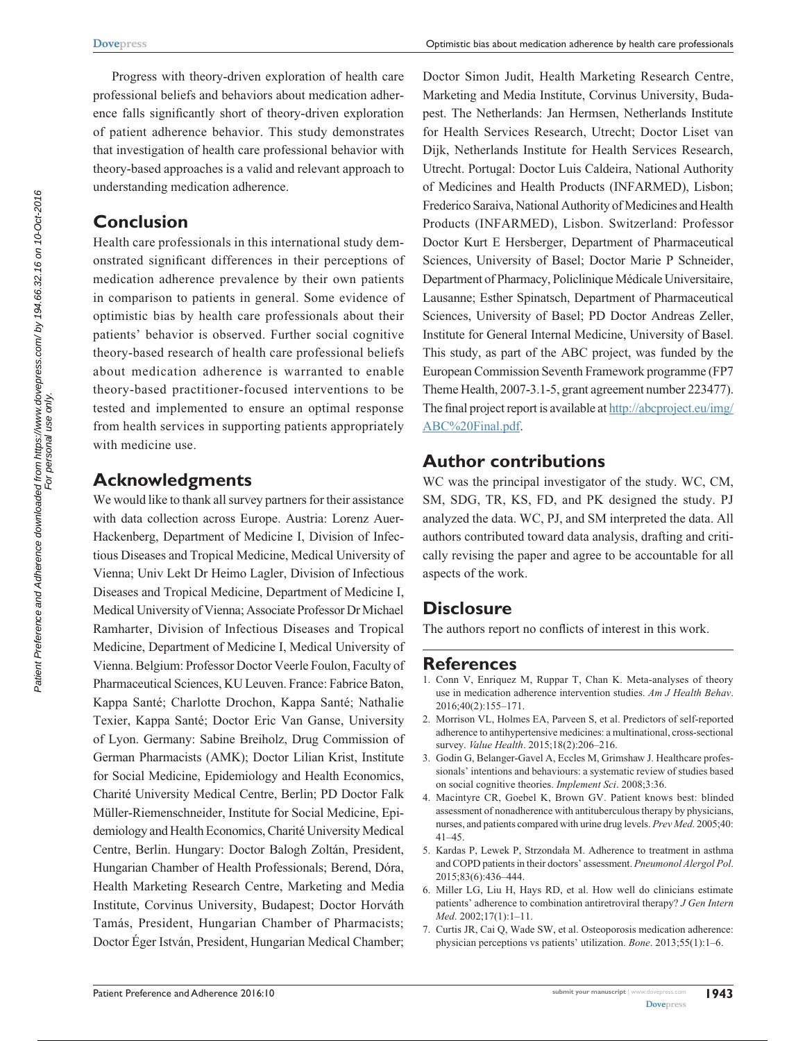Progress with theory-driven exploration of health care professional beliefs and behaviors about medication adherence falls significantly short of theory-driven exploration of patient adherence behavior. This study demonstrates that investigation of health care professional behavior with theory-based approaches is a valid and relevant approach to understanding medication adherence.

## Conclusion

Health care professionals in this international study demonstrated significant differences in their perceptions of medication adherence prevalence by their own patients in comparison to patients in general. Some evidence of optimistic bias by health care professionals about their patients' behavior is observed. Further social cognitive theory-based research of health care professional beliefs about medication adherence is warranted to enable theory-based practitioner-focused interventions to be tested and implemented to ensure an optimal response from health services in supporting patients appropriately with medicine use.

## Acknowledgments

We would like to thank all survey partners for their assistance with data collection across Europe. Austria: Lorenz Auer-Hackenberg, Department of Medicine I, Division of Infectious Diseases and Tropical Medicine, Medical University of Vienna; Univ Lekt Dr Heimo Lagler, Division of Infectious Diseases and Tropical Medicine, Department of Medicine I, Medical University of Vienna; Associate Professor Dr Michael Ramharter, Division of Infectious Diseases and Tropical Medicine, Department of Medicine I, Medical University of Vienna. Belgium: Professor Doctor Veerle Foulon, Faculty of Pharmaceutical Sciences, KU Leuven. France: Fabrice Baton, Kappa Santé; Charlotte Drochon, Kappa Santé; Nathalie Texier, Kappa Santé; Doctor Eric Van Ganse, University of Lyon. Germany: Sabine Breiholz, Drug Commission of German Pharmacists (AMK); Doctor Lilian Krist, Institute for Social Medicine, Epidemiology and Health Economics, Charité University Medical Centre, Berlin; PD Doctor Falk Müller-Riemenschneider, Institute for Social Medicine, Epidemiology and Health Economics, Charité University Medical Centre, Berlin. Hungary: Doctor Balogh Zoltán, President, Hungarian Chamber of Health Professionals; Berend, Dóra, Health Marketing Research Centre, Marketing and Media Institute, Corvinus University, Budapest; Doctor Horváth Tamás, President, Hungarian Chamber of Pharmacists; Doctor Éger István, President, Hungarian Medical Chamber; Doctor Simon Judit, Health Marketing Research Centre, Marketing and Media Institute, Corvinus University, Budapest. The Netherlands: Jan Hermsen, Netherlands Institute for Health Services Research, Utrecht; Doctor Liset van Dijk, Netherlands Institute for Health Services Research, Utrecht. Portugal: Doctor Luis Caldeira, National Authority of Medicines and Health Products (INFARMED), Lisbon; Frederico Saraiva, National Authority of Medicines and Health Products (INFARMED), Lisbon. Switzerland: Professor Doctor Kurt E Hersberger, Department of Pharmaceutical Sciences, University of Basel; Doctor Marie P Schneider, Department of Pharmacy, Policlinique Médicale Universitaire, Lausanne; Esther Spinatsch, Department of Pharmaceutical Sciences, University of Basel; PD Doctor Andreas Zeller, Institute for General Internal Medicine, University of Basel. This study, as part of the ABC project, was funded by the European Commission Seventh Framework programme (FP7 Theme Health, 2007-3.1-5, grant agreement number 223477). The final project report is available at http://abcproject.eu/img/ABC%20Final.pdf.

## Author contributions

WC was the principal investigator of the study. WC, CM, SM, SDG, TR, KS, FD, and PK designed the study. PJ analyzed the data. WC, PJ, and SM interpreted the data. All authors contributed toward data analysis, drafting and critically revising the paper and agree to be accountable for all aspects of the work.

## Disclosure

The authors report no conflicts of interest in this work.

## References

1. Conn V, Enriquez M, Ruppar T, Chan K. Meta-analyses of theory use in medication adherence intervention studies. *Am J Health Behav*. 2016;40(2):155–171.
2. Morrison VL, Holmes EA, Parveen S, et al. Predictors of self-reported adherence to antihypertensive medicines: a multinational, cross-sectional survey. *Value Health*. 2015;18(2):206–216.
3. Godin G, Belanger-Gavel A, Eccles M, Grimshaw J. Healthcare professionals' intentions and behaviours: a systematic review of studies based on social cognitive theories. *Implement Sci*. 2008;3:36.
4. Macintyre CR, Goebel K, Brown GV. Patient knows best: blinded assessment of nonadherence with antituberculous therapy by physicians, nurses, and patients compared with urine drug levels. *Prev Med*. 2005;40:41–45.
5. Kardas P, Lewek P, Strzondała M. Adherence to treatment in asthma and COPD patients in their doctors' assessment. *Pneumonol Alergol Pol*. 2015;83(6):436–444.
6. Miller LG, Liu H, Hays RD, et al. How well do clinicians estimate patients' adherence to combination antiretroviral therapy? *J Gen Intern Med*. 2002;17(1):1–11.
7. Curtis JR, Cai Q, Wade SW, et al. Osteoporosis medication adherence: physician perceptions vs patients' utilization. *Bone*. 2013;55(1):1–6.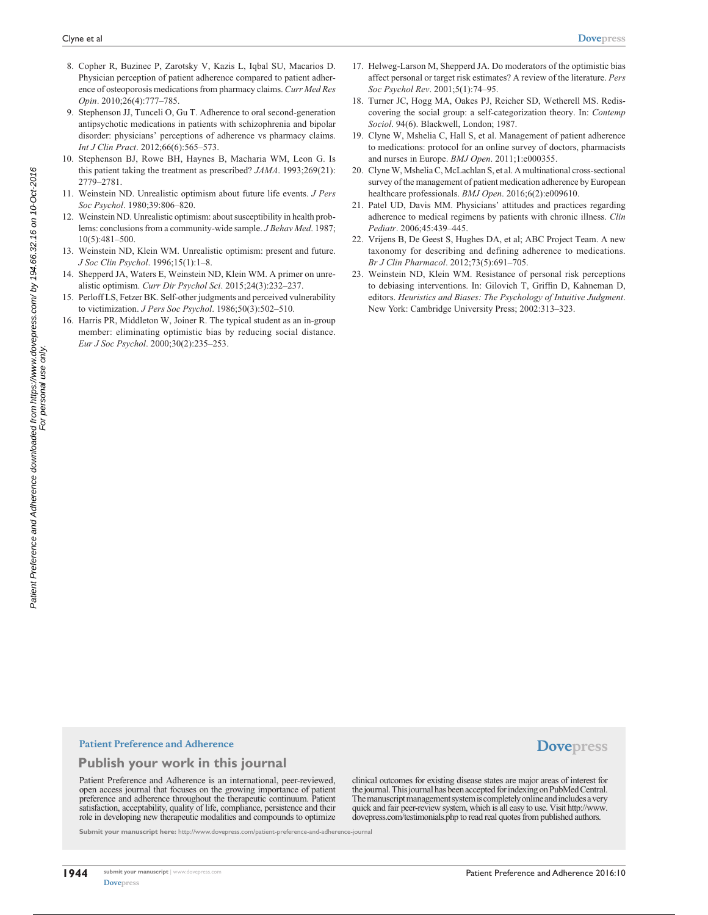8. Copher R, Buzinec P, Zarotsky V, Kazis L, Iqbal SU, Macarios D. Physician perception of patient adherence compared to patient adherence of osteoporosis medications from pharmacy claims. *Curr Med Res Opin*. 2010;26(4):777–785.
9. Stephenson JJ, Tunceli O, Gu T. Adherence to oral second-generation antipsychotic medications in patients with schizophrenia and bipolar disorder: physicians' perceptions of adherence vs pharmacy claims. *Int J Clin Pract*. 2012;66(6):565–573.
10. Stephenson BJ, Rowe BH, Haynes B, Macharia WM, Leon G. Is this patient taking the treatment as prescribed? *JAMA*. 1993;269(21): 2779–2781.
11. Weinstein ND. Unrealistic optimism about future life events. *J Pers Soc Psychol*. 1980;39:806–820.
12. Weinstein ND. Unrealistic optimism: about susceptibility in health problems: conclusions from a community-wide sample. *J Behav Med*. 1987; 10(5):481–500.
13. Weinstein ND, Klein WM. Unrealistic optimism: present and future. *J Soc Clin Psychol*. 1996;15(1):1–8.
14. Shepperd JA, Waters E, Weinstein ND, Klein WM. A primer on unrealistic optimism. *Curr Dir Psychol Sci*. 2015;24(3):232–237.
15. Perloff LS, Fetzer BK. Self-other judgments and perceived vulnerability to victimization. *J Pers Soc Psychol*. 1986;50(3):502–510.
16. Harris PR, Middleton W, Joiner R. The typical student as an in-group member: eliminating optimistic bias by reducing social distance. *Eur J Soc Psychol*. 2000;30(2):235–253.
17. Helweg-Larson M, Shepperd JA. Do moderators of the optimistic bias affect personal or target risk estimates? A review of the literature. *Pers Soc Psychol Rev*. 2001;5(1):74–95.
18. Turner JC, Hogg MA, Oakes PJ, Reicher SD, Wetherell MS. Rediscovering the social group: a self-categorization theory. In: *Contemp Sociol*. 94(6). Blackwell, London; 1987.
19. Clyne W, Mshelia C, Hall S, et al. Management of patient adherence to medications: protocol for an online survey of doctors, pharmacists and nurses in Europe. *BMJ Open*. 2011;1:e000355.
20. Clyne W, Mshelia C, McLachlan S, et al. A multinational cross-sectional survey of the management of patient medication adherence by European healthcare professionals. *BMJ Open*. 2016;6(2):e009610.
21. Patel UD, Davis MM. Physicians' attitudes and practices regarding adherence to medical regimens by patients with chronic illness. *Clin Pediatr*. 2006;45:439–445.
22. Vrijens B, De Geest S, Hughes DA, et al; ABC Project Team. A new taxonomy for describing and defining adherence to medications. *Br J Clin Pharmacol*. 2012;73(5):691–705.
23. Weinstein ND, Klein WM. Resistance of personal risk perceptions to debiasing interventions. In: Gilovich T, Griffin D, Kahneman D, editors. *Heuristics and Biases: The Psychology of Intuitive Judgment*. New York: Cambridge University Press; 2002:313–323.

**Patient Preference and Adherence**

## Publish your work in this journal

Patient Preference and Adherence is an international, peer-reviewed, open access journal that focuses on the growing importance of patient preference and adherence throughout the therapeutic continuum. Patient satisfaction, acceptability, quality of life, compliance, persistence and their role in developing new therapeutic modalities and compounds to optimize clinical outcomes for existing disease states are major areas of interest for the journal. This journal has been accepted for indexing on PubMed Central. The manuscript management system is completely online and includes a very quick and fair peer-review system, which is all easy to use. Visit http://www.dovepress.com/testimonials.php to read real quotes from published authors.

**Submit your manuscript here:** http://www.dovepress.com/patient-preference-and-adherence-journal